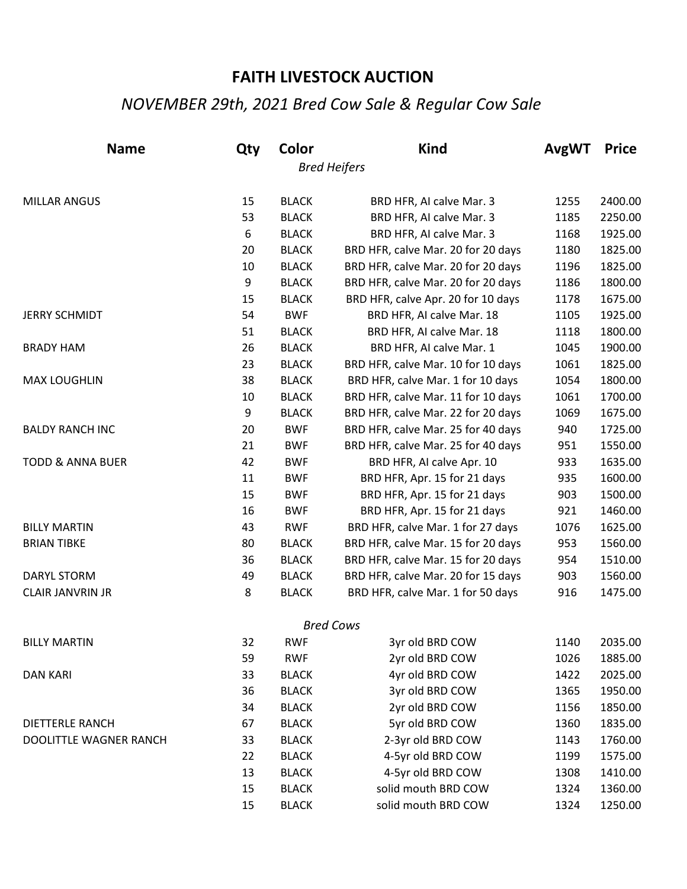# FAITH LIVESTOCK AUCTION

## *NOVEMBER 29th, 2021 Bred Cow Sale & Regular Cow Sale*

| Name | Qty | Color | Kind | AvgWT | Price |
|---|---|---|---|---|---|
| | | *Bred Heifers* | | | |
| MILLAR ANGUS | 15 | BLACK | BRD HFR, AI calve Mar. 3 | 1255 | 2400.00 |
| | 53 | BLACK | BRD HFR, AI calve Mar. 3 | 1185 | 2250.00 |
| | 6 | BLACK | BRD HFR, AI calve Mar. 3 | 1168 | 1925.00 |
| | 20 | BLACK | BRD HFR, calve Mar. 20 for 20 days | 1180 | 1825.00 |
| | 10 | BLACK | BRD HFR, calve Mar. 20 for 20 days | 1196 | 1825.00 |
| | 9 | BLACK | BRD HFR, calve Mar. 20 for 20 days | 1186 | 1800.00 |
| | 15 | BLACK | BRD HFR, calve Apr. 20 for 10 days | 1178 | 1675.00 |
| JERRY SCHMIDT | 54 | BWF | BRD HFR, AI calve Mar. 18 | 1105 | 1925.00 |
| | 51 | BLACK | BRD HFR, AI calve Mar. 18 | 1118 | 1800.00 |
| BRADY HAM | 26 | BLACK | BRD HFR, AI calve Mar. 1 | 1045 | 1900.00 |
| | 23 | BLACK | BRD HFR, calve Mar. 10 for 10 days | 1061 | 1825.00 |
| MAX LOUGHLIN | 38 | BLACK | BRD HFR, calve Mar. 1 for 10 days | 1054 | 1800.00 |
| | 10 | BLACK | BRD HFR, calve Mar. 11 for 10 days | 1061 | 1700.00 |
| | 9 | BLACK | BRD HFR, calve Mar. 22 for 20 days | 1069 | 1675.00 |
| BALDY RANCH INC | 20 | BWF | BRD HFR, calve Mar. 25 for 40 days | 940 | 1725.00 |
| | 21 | BWF | BRD HFR, calve Mar. 25 for 40 days | 951 | 1550.00 |
| TODD & ANNA BUER | 42 | BWF | BRD HFR, AI calve Apr. 10 | 933 | 1635.00 |
| | 11 | BWF | BRD HFR, Apr. 15 for 21 days | 935 | 1600.00 |
| | 15 | BWF | BRD HFR, Apr. 15 for 21 days | 903 | 1500.00 |
| | 16 | BWF | BRD HFR, Apr. 15 for 21 days | 921 | 1460.00 |
| BILLY MARTIN | 43 | RWF | BRD HFR, calve Mar. 1 for 27 days | 1076 | 1625.00 |
| BRIAN TIBKE | 80 | BLACK | BRD HFR, calve Mar. 15 for 20 days | 953 | 1560.00 |
| | 36 | BLACK | BRD HFR, calve Mar. 15 for 20 days | 954 | 1510.00 |
| DARYL STORM | 49 | BLACK | BRD HFR, calve Mar. 20 for 15 days | 903 | 1560.00 |
| CLAIR JANVRIN JR | 8 | BLACK | BRD HFR, calve Mar. 1 for 50 days | 916 | 1475.00 |
| | | *Bred Cows* | | | |
| BILLY MARTIN | 32 | RWF | 3yr old BRD COW | 1140 | 2035.00 |
| | 59 | RWF | 2yr old BRD COW | 1026 | 1885.00 |
| DAN KARI | 33 | BLACK | 4yr old BRD COW | 1422 | 2025.00 |
| | 36 | BLACK | 3yr old BRD COW | 1365 | 1950.00 |
| | 34 | BLACK | 2yr old BRD COW | 1156 | 1850.00 |
| DIETTERLE RANCH | 67 | BLACK | 5yr old BRD COW | 1360 | 1835.00 |
| DOOLITTLE WAGNER RANCH | 33 | BLACK | 2-3yr old BRD COW | 1143 | 1760.00 |
| | 22 | BLACK | 4-5yr old BRD COW | 1199 | 1575.00 |
| | 13 | BLACK | 4-5yr old BRD COW | 1308 | 1410.00 |
| | 15 | BLACK | solid mouth BRD COW | 1324 | 1360.00 |
| | 15 | BLACK | solid mouth BRD COW | 1324 | 1250.00 |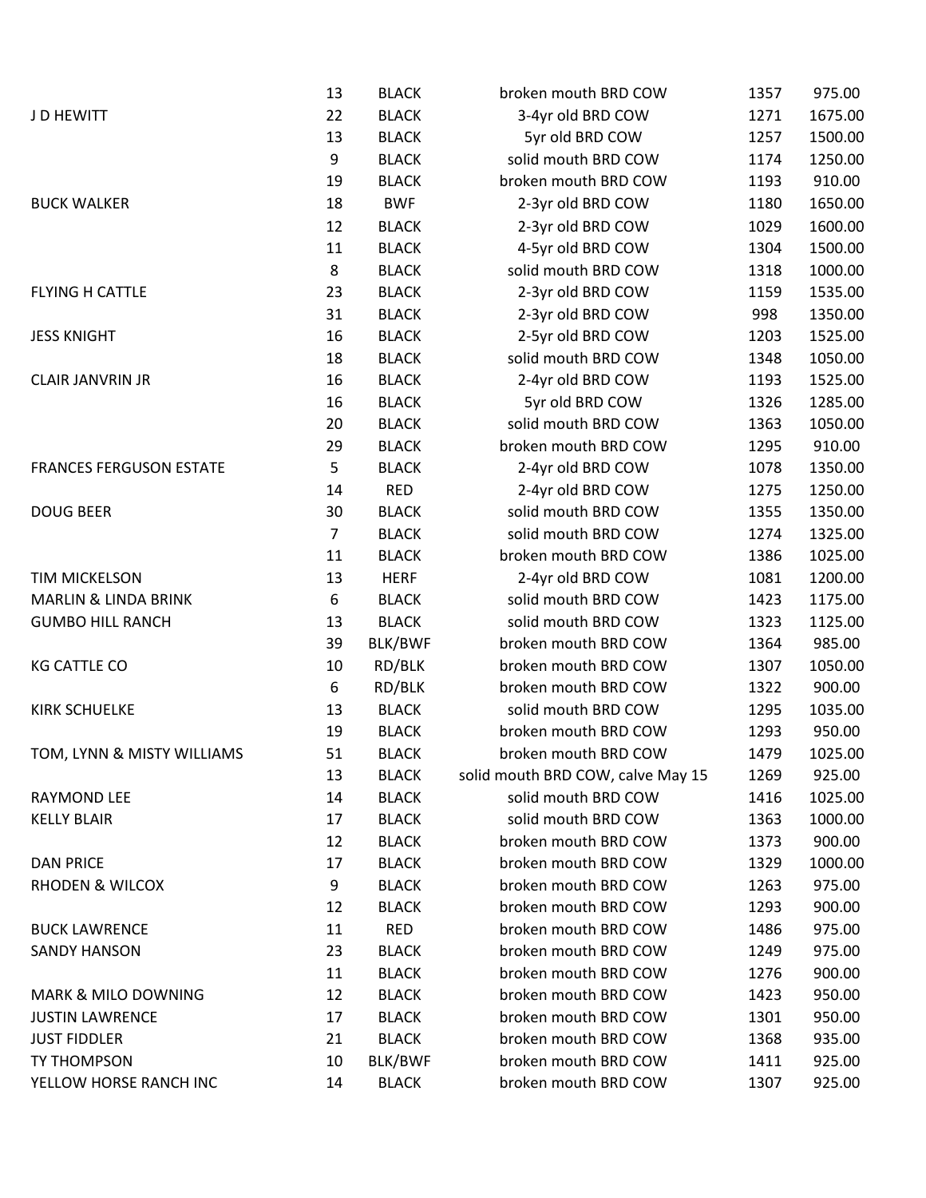| | | | | | |
|---|---|---|---|---|---|
| | 13 | BLACK | broken mouth BRD COW | 1357 | 975.00 |
| J D HEWITT | 22 | BLACK | 3-4yr old BRD COW | 1271 | 1675.00 |
| | 13 | BLACK | 5yr old BRD COW | 1257 | 1500.00 |
| | 9 | BLACK | solid mouth BRD COW | 1174 | 1250.00 |
| | 19 | BLACK | broken mouth BRD COW | 1193 | 910.00 |
| BUCK WALKER | 18 | BWF | 2-3yr old BRD COW | 1180 | 1650.00 |
| | 12 | BLACK | 2-3yr old BRD COW | 1029 | 1600.00 |
| | 11 | BLACK | 4-5yr old BRD COW | 1304 | 1500.00 |
| | 8 | BLACK | solid mouth BRD COW | 1318 | 1000.00 |
| FLYING H CATTLE | 23 | BLACK | 2-3yr old BRD COW | 1159 | 1535.00 |
| | 31 | BLACK | 2-3yr old BRD COW | 998 | 1350.00 |
| JESS KNIGHT | 16 | BLACK | 2-5yr old BRD COW | 1203 | 1525.00 |
| | 18 | BLACK | solid mouth BRD COW | 1348 | 1050.00 |
| CLAIR JANVRIN JR | 16 | BLACK | 2-4yr old BRD COW | 1193 | 1525.00 |
| | 16 | BLACK | 5yr old BRD COW | 1326 | 1285.00 |
| | 20 | BLACK | solid mouth BRD COW | 1363 | 1050.00 |
| | 29 | BLACK | broken mouth BRD COW | 1295 | 910.00 |
| FRANCES FERGUSON ESTATE | 5 | BLACK | 2-4yr old BRD COW | 1078 | 1350.00 |
| | 14 | RED | 2-4yr old BRD COW | 1275 | 1250.00 |
| DOUG BEER | 30 | BLACK | solid mouth BRD COW | 1355 | 1350.00 |
| | 7 | BLACK | solid mouth BRD COW | 1274 | 1325.00 |
| | 11 | BLACK | broken mouth BRD COW | 1386 | 1025.00 |
| TIM MICKELSON | 13 | HERF | 2-4yr old BRD COW | 1081 | 1200.00 |
| MARLIN & LINDA BRINK | 6 | BLACK | solid mouth BRD COW | 1423 | 1175.00 |
| GUMBO HILL RANCH | 13 | BLACK | solid mouth BRD COW | 1323 | 1125.00 |
| | 39 | BLK/BWF | broken mouth BRD COW | 1364 | 985.00 |
| KG CATTLE CO | 10 | RD/BLK | broken mouth BRD COW | 1307 | 1050.00 |
| | 6 | RD/BLK | broken mouth BRD COW | 1322 | 900.00 |
| KIRK SCHUELKE | 13 | BLACK | solid mouth BRD COW | 1295 | 1035.00 |
| | 19 | BLACK | broken mouth BRD COW | 1293 | 950.00 |
| TOM, LYNN & MISTY WILLIAMS | 51 | BLACK | broken mouth BRD COW | 1479 | 1025.00 |
| | 13 | BLACK | solid mouth BRD COW, calve May 15 | 1269 | 925.00 |
| RAYMOND LEE | 14 | BLACK | solid mouth BRD COW | 1416 | 1025.00 |
| KELLY BLAIR | 17 | BLACK | solid mouth BRD COW | 1363 | 1000.00 |
| | 12 | BLACK | broken mouth BRD COW | 1373 | 900.00 |
| DAN PRICE | 17 | BLACK | broken mouth BRD COW | 1329 | 1000.00 |
| RHODEN & WILCOX | 9 | BLACK | broken mouth BRD COW | 1263 | 975.00 |
| | 12 | BLACK | broken mouth BRD COW | 1293 | 900.00 |
| BUCK LAWRENCE | 11 | RED | broken mouth BRD COW | 1486 | 975.00 |
| SANDY HANSON | 23 | BLACK | broken mouth BRD COW | 1249 | 975.00 |
| | 11 | BLACK | broken mouth BRD COW | 1276 | 900.00 |
| MARK & MILO DOWNING | 12 | BLACK | broken mouth BRD COW | 1423 | 950.00 |
| JUSTIN LAWRENCE | 17 | BLACK | broken mouth BRD COW | 1301 | 950.00 |
| JUST FIDDLER | 21 | BLACK | broken mouth BRD COW | 1368 | 935.00 |
| TY THOMPSON | 10 | BLK/BWF | broken mouth BRD COW | 1411 | 925.00 |
| YELLOW HORSE RANCH INC | 14 | BLACK | broken mouth BRD COW | 1307 | 925.00 |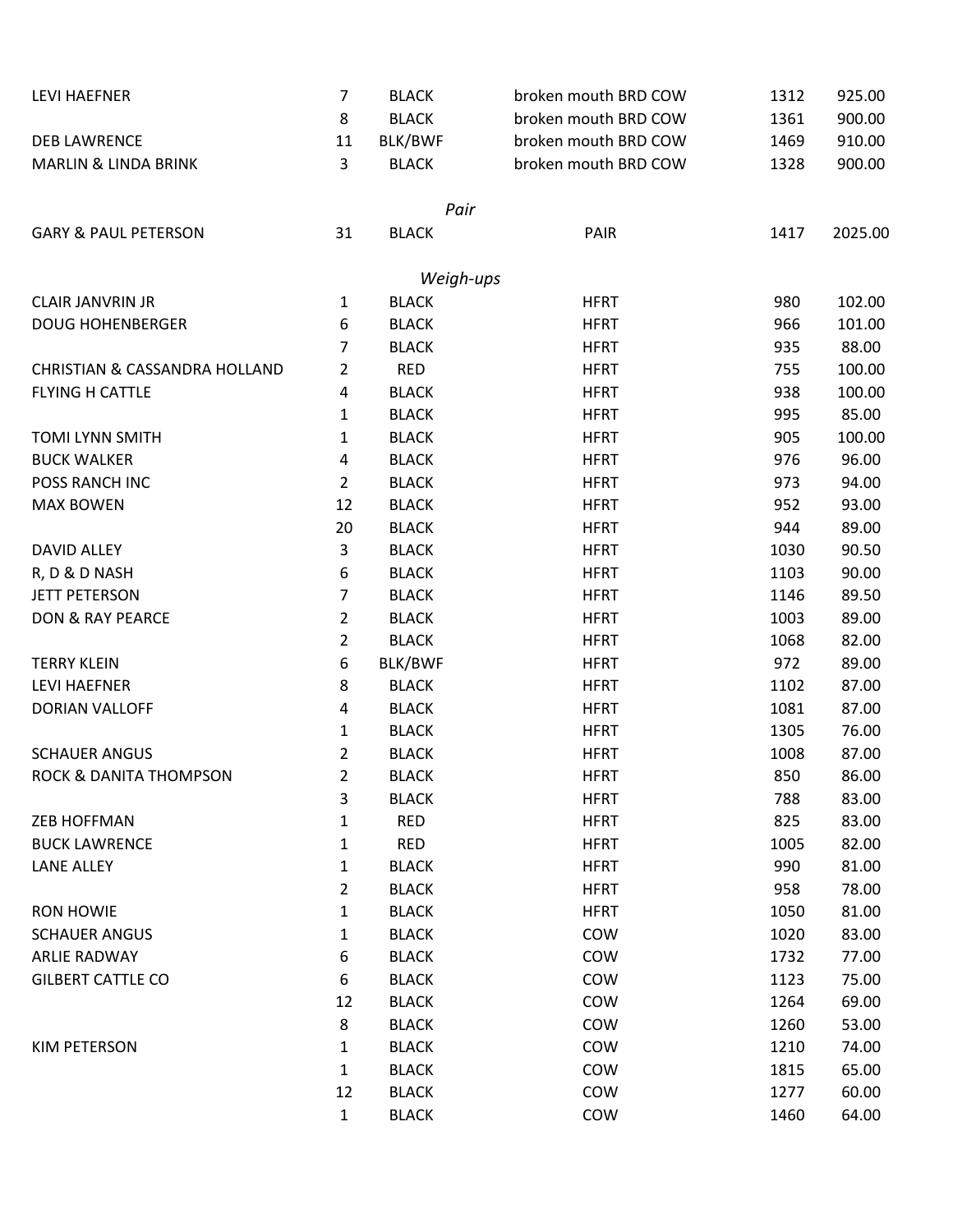| | | | | | |
|---|---|---|---|---|---|
| LEVI HAEFNER | 7 | BLACK | broken mouth BRD COW | 1312 | 925.00 |
| | 8 | BLACK | broken mouth BRD COW | 1361 | 900.00 |
| DEB LAWRENCE | 11 | BLK/BWF | broken mouth BRD COW | 1469 | 910.00 |
| MARLIN & LINDA BRINK | 3 | BLACK | broken mouth BRD COW | 1328 | 900.00 |
| | | *Pair* | | | |
| GARY & PAUL PETERSON | 31 | BLACK | PAIR | 1417 | 2025.00 |
| | | *Weigh-ups* | | | |
| CLAIR JANVRIN JR | 1 | BLACK | HFRT | 980 | 102.00 |
| DOUG HOHENBERGER | 6 | BLACK | HFRT | 966 | 101.00 |
| | 7 | BLACK | HFRT | 935 | 88.00 |
| CHRISTIAN & CASSANDRA HOLLAND | 2 | RED | HFRT | 755 | 100.00 |
| FLYING H CATTLE | 4 | BLACK | HFRT | 938 | 100.00 |
| | 1 | BLACK | HFRT | 995 | 85.00 |
| TOMI LYNN SMITH | 1 | BLACK | HFRT | 905 | 100.00 |
| BUCK WALKER | 4 | BLACK | HFRT | 976 | 96.00 |
| POSS RANCH INC | 2 | BLACK | HFRT | 973 | 94.00 |
| MAX BOWEN | 12 | BLACK | HFRT | 952 | 93.00 |
| | 20 | BLACK | HFRT | 944 | 89.00 |
| DAVID ALLEY | 3 | BLACK | HFRT | 1030 | 90.50 |
| R, D & D NASH | 6 | BLACK | HFRT | 1103 | 90.00 |
| JETT PETERSON | 7 | BLACK | HFRT | 1146 | 89.50 |
| DON & RAY PEARCE | 2 | BLACK | HFRT | 1003 | 89.00 |
| | 2 | BLACK | HFRT | 1068 | 82.00 |
| TERRY KLEIN | 6 | BLK/BWF | HFRT | 972 | 89.00 |
| LEVI HAEFNER | 8 | BLACK | HFRT | 1102 | 87.00 |
| DORIAN VALLOFF | 4 | BLACK | HFRT | 1081 | 87.00 |
| | 1 | BLACK | HFRT | 1305 | 76.00 |
| SCHAUER ANGUS | 2 | BLACK | HFRT | 1008 | 87.00 |
| ROCK & DANITA THOMPSON | 2 | BLACK | HFRT | 850 | 86.00 |
| | 3 | BLACK | HFRT | 788 | 83.00 |
| ZEB HOFFMAN | 1 | RED | HFRT | 825 | 83.00 |
| BUCK LAWRENCE | 1 | RED | HFRT | 1005 | 82.00 |
| LANE ALLEY | 1 | BLACK | HFRT | 990 | 81.00 |
| | 2 | BLACK | HFRT | 958 | 78.00 |
| RON HOWIE | 1 | BLACK | HFRT | 1050 | 81.00 |
| SCHAUER ANGUS | 1 | BLACK | COW | 1020 | 83.00 |
| ARLIE RADWAY | 6 | BLACK | COW | 1732 | 77.00 |
| GILBERT CATTLE CO | 6 | BLACK | COW | 1123 | 75.00 |
| | 12 | BLACK | COW | 1264 | 69.00 |
| | 8 | BLACK | COW | 1260 | 53.00 |
| KIM PETERSON | 1 | BLACK | COW | 1210 | 74.00 |
| | 1 | BLACK | COW | 1815 | 65.00 |
| | 12 | BLACK | COW | 1277 | 60.00 |
| | 1 | BLACK | COW | 1460 | 64.00 |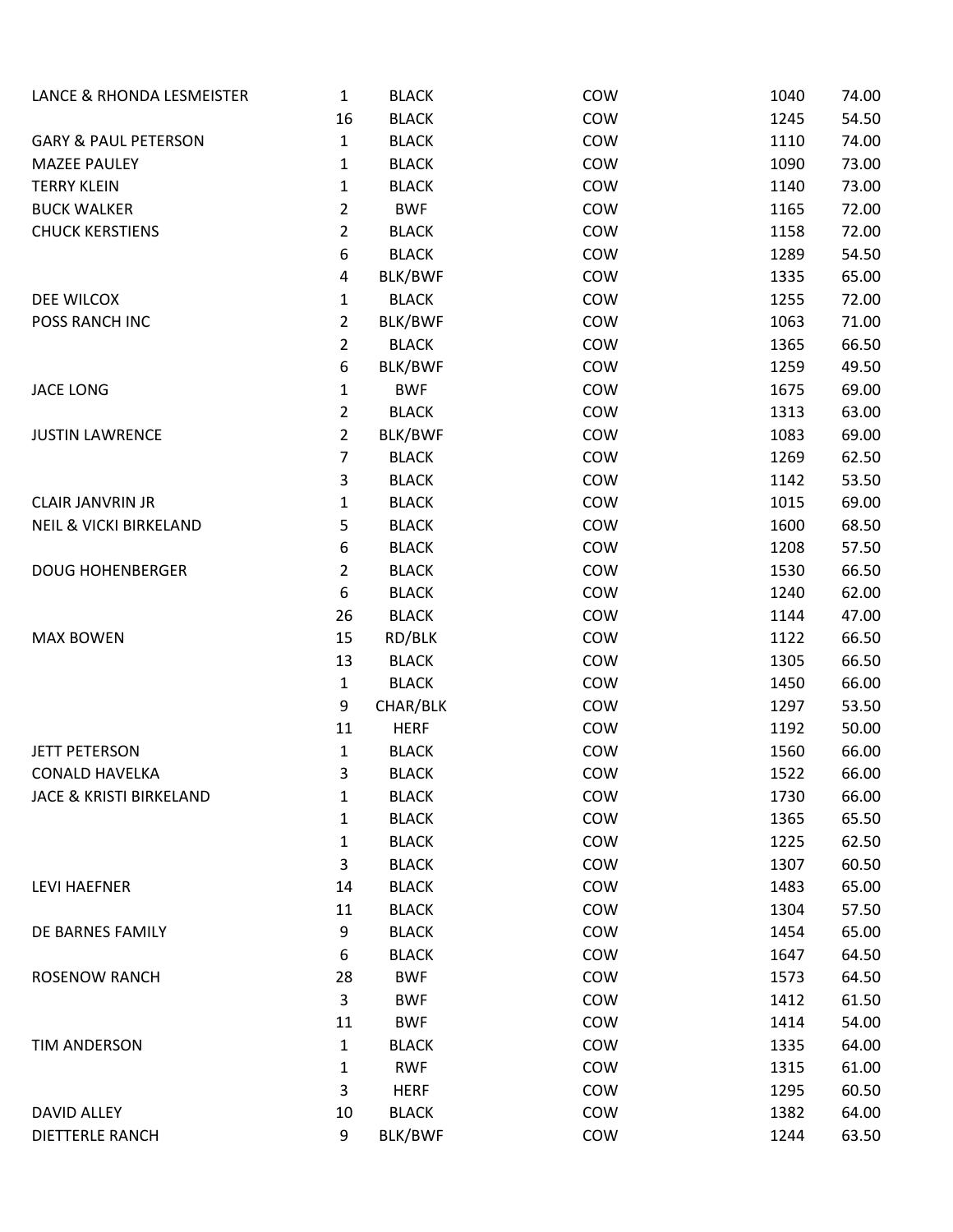| | | | | | |
|---|---|---|---|---|---|
| LANCE & RHONDA LESMEISTER | 1 | BLACK | COW | 1040 | 74.00 |
| | 16 | BLACK | COW | 1245 | 54.50 |
| GARY & PAUL PETERSON | 1 | BLACK | COW | 1110 | 74.00 |
| MAZEE PAULEY | 1 | BLACK | COW | 1090 | 73.00 |
| TERRY KLEIN | 1 | BLACK | COW | 1140 | 73.00 |
| BUCK WALKER | 2 | BWF | COW | 1165 | 72.00 |
| CHUCK KERSTIENS | 2 | BLACK | COW | 1158 | 72.00 |
| | 6 | BLACK | COW | 1289 | 54.50 |
| | 4 | BLK/BWF | COW | 1335 | 65.00 |
| DEE WILCOX | 1 | BLACK | COW | 1255 | 72.00 |
| POSS RANCH INC | 2 | BLK/BWF | COW | 1063 | 71.00 |
| | 2 | BLACK | COW | 1365 | 66.50 |
| | 6 | BLK/BWF | COW | 1259 | 49.50 |
| JACE LONG | 1 | BWF | COW | 1675 | 69.00 |
| | 2 | BLACK | COW | 1313 | 63.00 |
| JUSTIN LAWRENCE | 2 | BLK/BWF | COW | 1083 | 69.00 |
| | 7 | BLACK | COW | 1269 | 62.50 |
| | 3 | BLACK | COW | 1142 | 53.50 |
| CLAIR JANVRIN JR | 1 | BLACK | COW | 1015 | 69.00 |
| NEIL & VICKI BIRKELAND | 5 | BLACK | COW | 1600 | 68.50 |
| | 6 | BLACK | COW | 1208 | 57.50 |
| DOUG HOHENBERGER | 2 | BLACK | COW | 1530 | 66.50 |
| | 6 | BLACK | COW | 1240 | 62.00 |
| | 26 | BLACK | COW | 1144 | 47.00 |
| MAX BOWEN | 15 | RD/BLK | COW | 1122 | 66.50 |
| | 13 | BLACK | COW | 1305 | 66.50 |
| | 1 | BLACK | COW | 1450 | 66.00 |
| | 9 | CHAR/BLK | COW | 1297 | 53.50 |
| | 11 | HERF | COW | 1192 | 50.00 |
| JETT PETERSON | 1 | BLACK | COW | 1560 | 66.00 |
| CONALD HAVELKA | 3 | BLACK | COW | 1522 | 66.00 |
| JACE & KRISTI BIRKELAND | 1 | BLACK | COW | 1730 | 66.00 |
| | 1 | BLACK | COW | 1365 | 65.50 |
| | 1 | BLACK | COW | 1225 | 62.50 |
| | 3 | BLACK | COW | 1307 | 60.50 |
| LEVI HAEFNER | 14 | BLACK | COW | 1483 | 65.00 |
| | 11 | BLACK | COW | 1304 | 57.50 |
| DE BARNES FAMILY | 9 | BLACK | COW | 1454 | 65.00 |
| | 6 | BLACK | COW | 1647 | 64.50 |
| ROSENOW RANCH | 28 | BWF | COW | 1573 | 64.50 |
| | 3 | BWF | COW | 1412 | 61.50 |
| | 11 | BWF | COW | 1414 | 54.00 |
| TIM ANDERSON | 1 | BLACK | COW | 1335 | 64.00 |
| | 1 | RWF | COW | 1315 | 61.00 |
| | 3 | HERF | COW | 1295 | 60.50 |
| DAVID ALLEY | 10 | BLACK | COW | 1382 | 64.00 |
| DIETTERLE RANCH | 9 | BLK/BWF | COW | 1244 | 63.50 |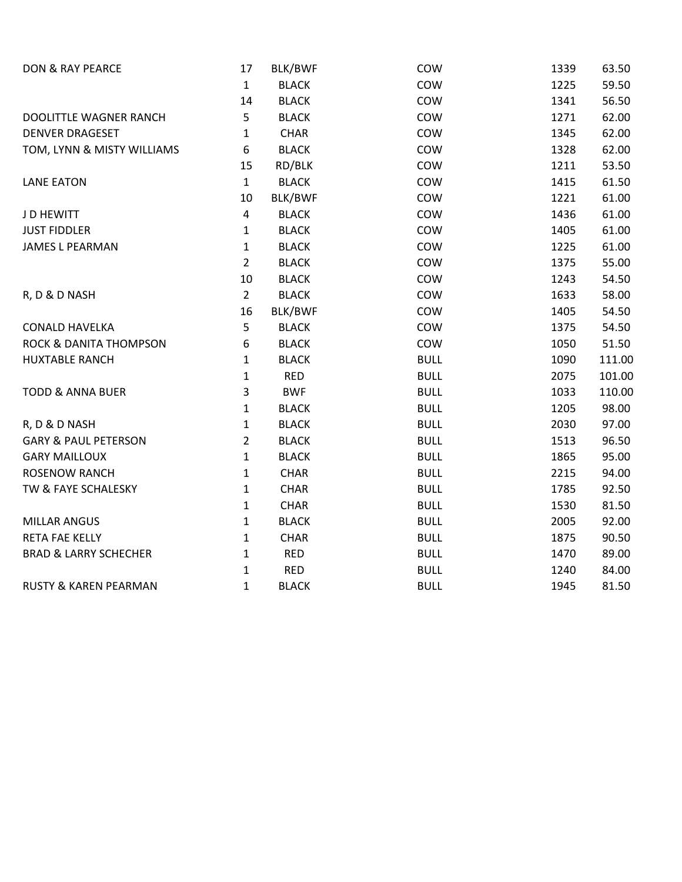| | | | | | |
|---|---|---|---|---|---|
| DON & RAY PEARCE | 17 | BLK/BWF | COW | 1339 | 63.50 |
| | 1 | BLACK | COW | 1225 | 59.50 |
| | 14 | BLACK | COW | 1341 | 56.50 |
| DOOLITTLE WAGNER RANCH | 5 | BLACK | COW | 1271 | 62.00 |
| DENVER DRAGESET | 1 | CHAR | COW | 1345 | 62.00 |
| TOM, LYNN & MISTY WILLIAMS | 6 | BLACK | COW | 1328 | 62.00 |
| | 15 | RD/BLK | COW | 1211 | 53.50 |
| LANE EATON | 1 | BLACK | COW | 1415 | 61.50 |
| | 10 | BLK/BWF | COW | 1221 | 61.00 |
| J D HEWITT | 4 | BLACK | COW | 1436 | 61.00 |
| JUST FIDDLER | 1 | BLACK | COW | 1405 | 61.00 |
| JAMES L PEARMAN | 1 | BLACK | COW | 1225 | 61.00 |
| | 2 | BLACK | COW | 1375 | 55.00 |
| | 10 | BLACK | COW | 1243 | 54.50 |
| R, D & D NASH | 2 | BLACK | COW | 1633 | 58.00 |
| | 16 | BLK/BWF | COW | 1405 | 54.50 |
| CONALD HAVELKA | 5 | BLACK | COW | 1375 | 54.50 |
| ROCK & DANITA THOMPSON | 6 | BLACK | COW | 1050 | 51.50 |
| HUXTABLE RANCH | 1 | BLACK | BULL | 1090 | 111.00 |
| | 1 | RED | BULL | 2075 | 101.00 |
| TODD & ANNA BUER | 3 | BWF | BULL | 1033 | 110.00 |
| | 1 | BLACK | BULL | 1205 | 98.00 |
| R, D & D NASH | 1 | BLACK | BULL | 2030 | 97.00 |
| GARY & PAUL PETERSON | 2 | BLACK | BULL | 1513 | 96.50 |
| GARY MAILLOUX | 1 | BLACK | BULL | 1865 | 95.00 |
| ROSENOW RANCH | 1 | CHAR | BULL | 2215 | 94.00 |
| TW & FAYE SCHALESKY | 1 | CHAR | BULL | 1785 | 92.50 |
| | 1 | CHAR | BULL | 1530 | 81.50 |
| MILLAR ANGUS | 1 | BLACK | BULL | 2005 | 92.00 |
| RETA FAE KELLY | 1 | CHAR | BULL | 1875 | 90.50 |
| BRAD & LARRY SCHECHER | 1 | RED | BULL | 1470 | 89.00 |
| | 1 | RED | BULL | 1240 | 84.00 |
| RUSTY & KAREN PEARMAN | 1 | BLACK | BULL | 1945 | 81.50 |